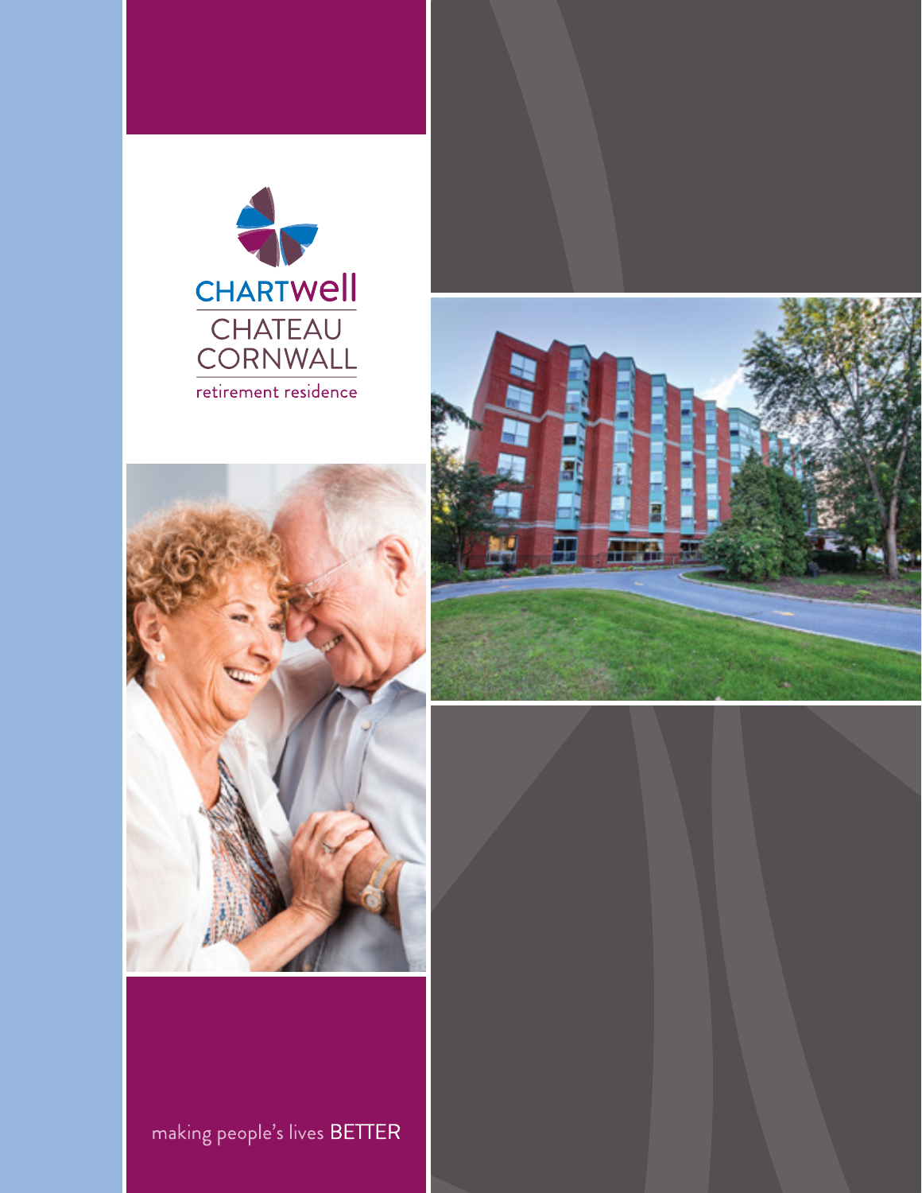CHARTWell

# CHATEAU CORNWALL

retirement residence

making people's lives BETTER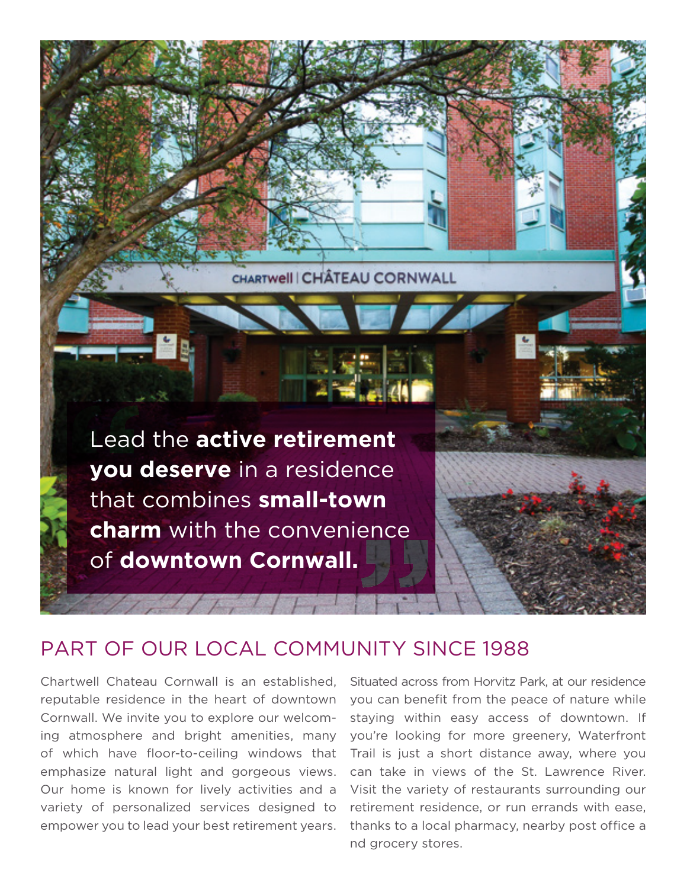Lead the **active retirement you deserve** in a residence that combines **small-town charm** with the convenience of **downtown Cornwall.**

## PART OF OUR LOCAL COMMUNITY SINCE 1988

Chartwell Chateau Cornwall is an established, reputable residence in the heart of downtown Cornwall. We invite you to explore our welcoming atmosphere and bright amenities, many of which have floor-to-ceiling windows that emphasize natural light and gorgeous views. Our home is known for lively activities and a variety of personalized services designed to empower you to lead your best retirement years.

Situated across from Horvitz Park, at our residence you can benefit from the peace of nature while staying within easy access of downtown. If you're looking for more greenery, Waterfront Trail is just a short distance away, where you can take in views of the St. Lawrence River. Visit the variety of restaurants surrounding our retirement residence, or run errands with ease, thanks to a local pharmacy, nearby post office a nd grocery stores.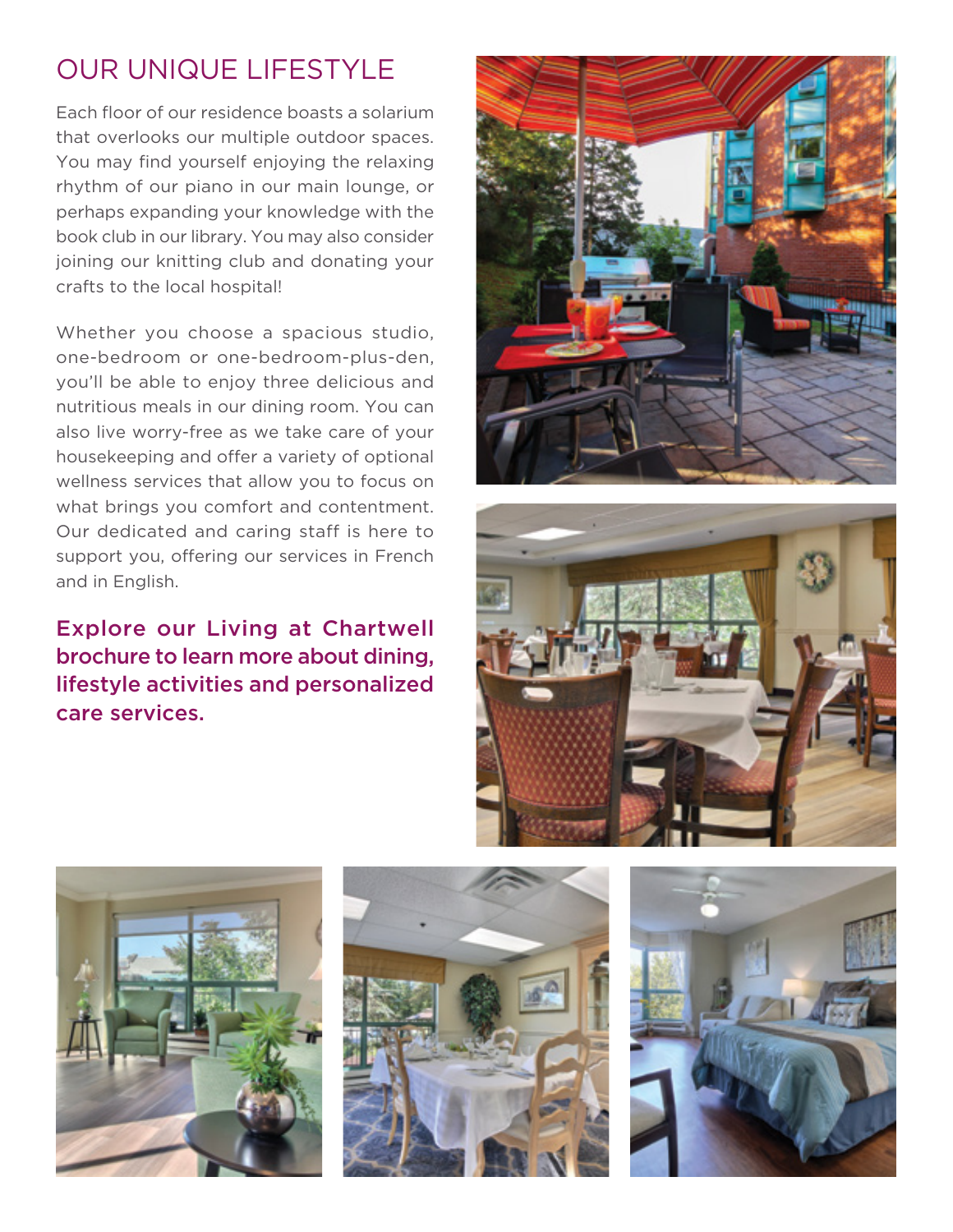## OUR UNIQUE LIFESTYLE

Each floor of our residence boasts a solarium that overlooks our multiple outdoor spaces. You may find yourself enjoying the relaxing rhythm of our piano in our main lounge, or perhaps expanding your knowledge with the book club in our library. You may also consider joining our knitting club and donating your crafts to the local hospital!

Whether you choose a spacious studio, one-bedroom or one-bedroom-plus-den, you'll be able to enjoy three delicious and nutritious meals in our dining room. You can also live worry-free as we take care of your housekeeping and offer a variety of optional wellness services that allow you to focus on what brings you comfort and contentment. Our dedicated and caring staff is here to support you, offering our services in French and in English.

**Explore our Living at Chartwell brochure to learn more about dining, lifestyle activities and personalized care services.**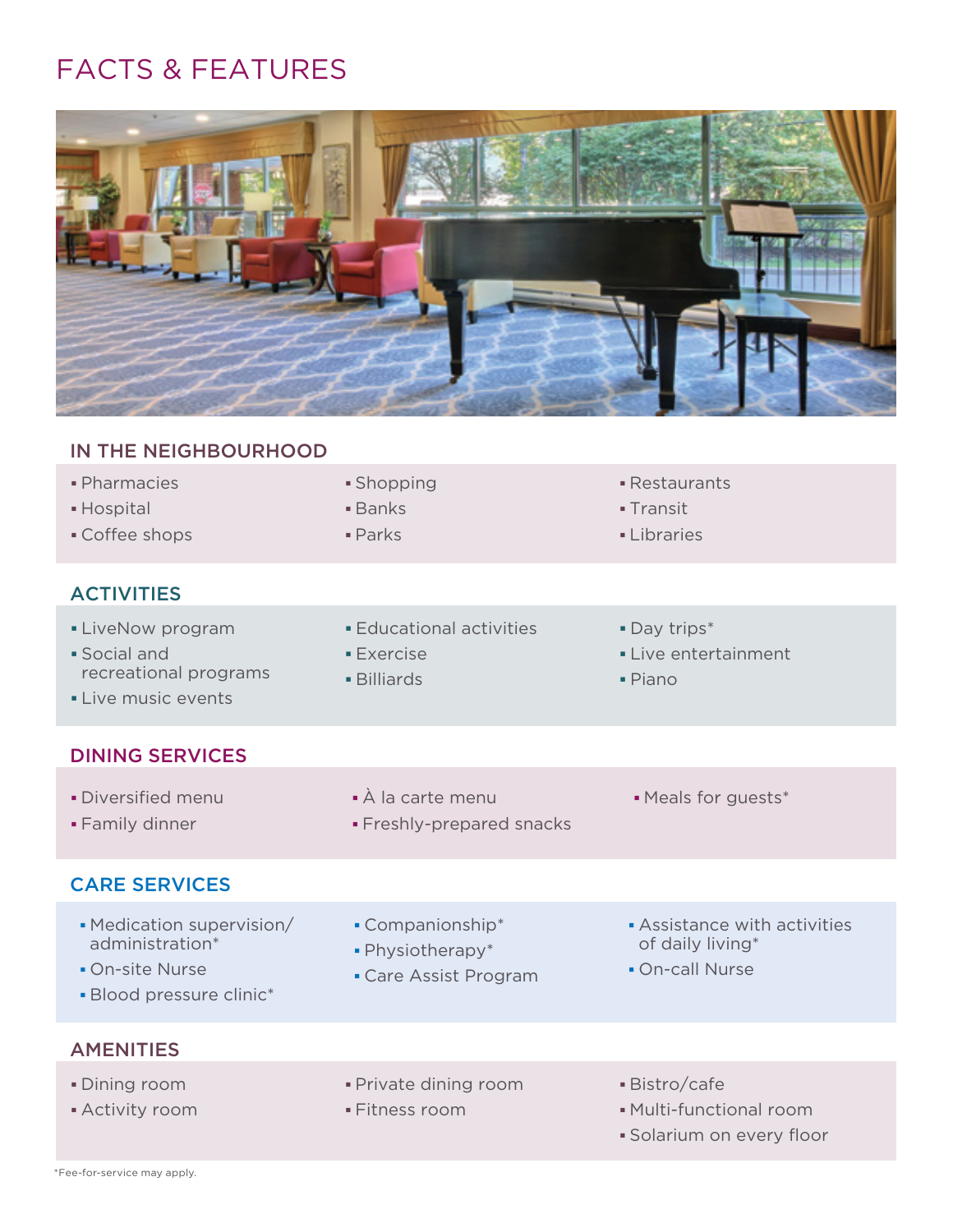# FACTS & FEATURES

## IN THE NEIGHBOURHOOD

- Pharmacies
- Hospital
- Coffee shops
- Shopping
- Banks
- Parks
- Restaurants
- Transit
- Libraries

## ACTIVITIES

- LiveNow program
- Social and recreational programs
- Live music events
- Educational activities
- Exercise
- Billiards
- Day trips*
- Live entertainment
- Piano

## DINING SERVICES

- Diversified menu
- Family dinner
- À la carte menu
- Freshly-prepared snacks
- Meals for guests*

## CARE SERVICES

- Medication supervision/ administration*
- On-site Nurse
- Blood pressure clinic*
- Companionship*
- Physiotherapy*
- Care Assist Program
- Assistance with activities of daily living*
- On-call Nurse

## AMENITIES

- Dining room
- Activity room
- Private dining room
- Fitness room
- Bistro/cafe
- Multi-functional room
- Solarium on every floor

*Fee-for-service may apply.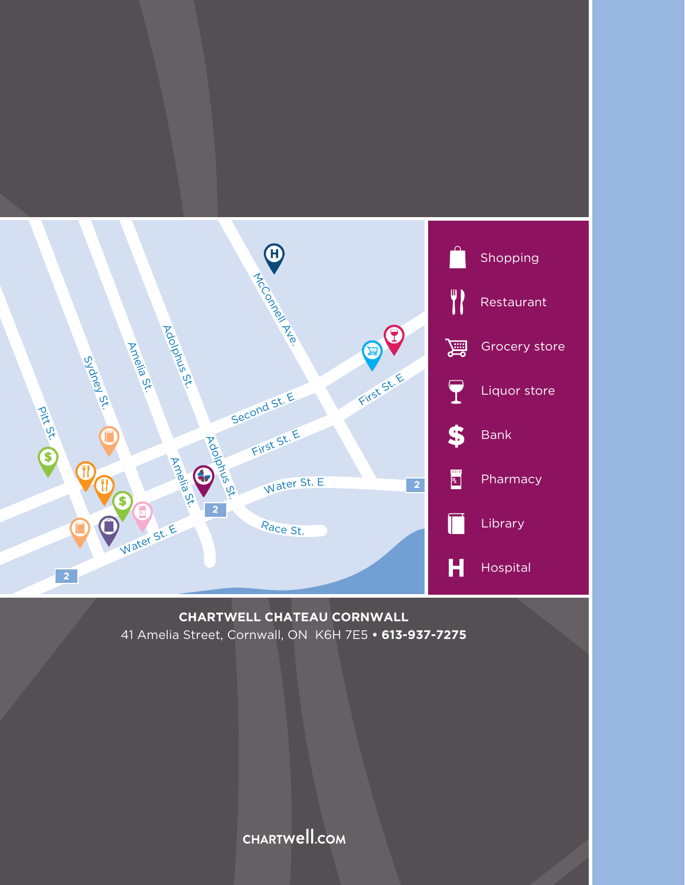Pitt St.
Sydney St.
Amelia St.
Adolphus St.
McConnell Ave.
Second St. E
First St. E
First St. E
Water St. E
Water St. E
Race St.
2
2
2

- Shopping
- Restaurant
- Grocery store
- Liquor store
- Bank
- Pharmacy
- Library
- Hospital

**CHARTWELL CHATEAU CORNWALL**
41 Amelia Street, Cornwall, ON K6H 7E5 • **613-937-7275**

CHARTWELL.COM